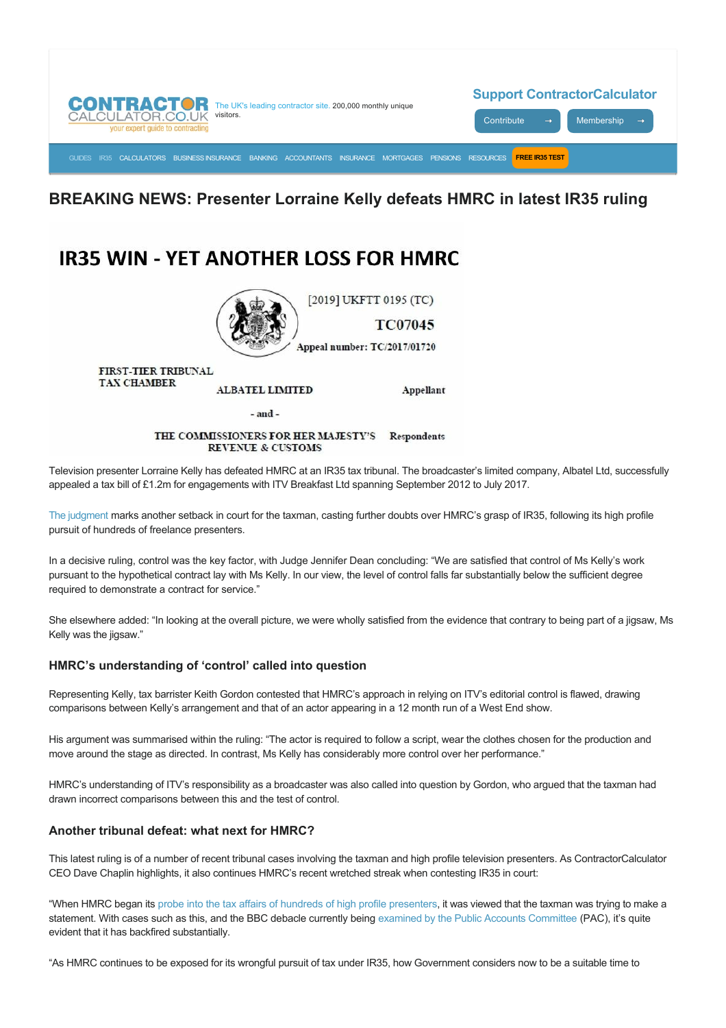CONTRACTOR CALCULATOR.CO.UK your expert guide to contracting

The UK's leading contractor site. 200,000 monthly unique visitors.

Support ContractorCalculator

Contribute → Membership →

GUIDES IR35 CALCULATORS BUSINESS INSURANCE BANKING ACCOUNTANTS INSURANCE MORTGAGES PENSIONS RESOURCES FREE IR35 TEST

# BREAKING NEWS: Presenter Lorraine Kelly defeats HMRC in latest IR35 ruling

IR35 WIN - YET ANOTHER LOSS FOR HMRC

[2019] UKFTT 0195 (TC)

TC07045

Appeal number: TC/2017/01720

FIRST-TIER TRIBUNAL TAX CHAMBER

ALBATEL LIMITED Appellant

- and -

THE COMMISSIONERS FOR HER MAJESTY'S REVENUE & CUSTOMS Respondents

Television presenter Lorraine Kelly has defeated HMRC at an IR35 tax tribunal. The broadcaster's limited company, Albatel Ltd, successfully appealed a tax bill of £1.2m for engagements with ITV Breakfast Ltd spanning September 2012 to July 2017.

The judgment marks another setback in court for the taxman, casting further doubts over HMRC's grasp of IR35, following its high profile pursuit of hundreds of freelance presenters.

In a decisive ruling, control was the key factor, with Judge Jennifer Dean concluding: "We are satisfied that control of Ms Kelly's work pursuant to the hypothetical contract lay with Ms Kelly. In our view, the level of control falls far substantially below the sufficient degree required to demonstrate a contract for service."

She elsewhere added: "In looking at the overall picture, we were wholly satisfied from the evidence that contrary to being part of a jigsaw, Ms Kelly was the jigsaw."

### HMRC's understanding of 'control' called into question

Representing Kelly, tax barrister Keith Gordon contested that HMRC's approach in relying on ITV's editorial control is flawed, drawing comparisons between Kelly's arrangement and that of an actor appearing in a 12 month run of a West End show.

His argument was summarised within the ruling: "The actor is required to follow a script, wear the clothes chosen for the production and move around the stage as directed. In contrast, Ms Kelly has considerably more control over her performance."

HMRC's understanding of ITV's responsibility as a broadcaster was also called into question by Gordon, who argued that the taxman had drawn incorrect comparisons between this and the test of control.

### Another tribunal defeat: what next for HMRC?

This latest ruling is of a number of recent tribunal cases involving the taxman and high profile television presenters. As ContractorCalculator CEO Dave Chaplin highlights, it also continues HMRC's recent wretched streak when contesting IR35 in court:

"When HMRC began its probe into the tax affairs of hundreds of high profile presenters, it was viewed that the taxman was trying to make a statement. With cases such as this, and the BBC debacle currently being examined by the Public Accounts Committee (PAC), it's quite evident that it has backfired substantially.

"As HMRC continues to be exposed for its wrongful pursuit of tax under IR35, how Government considers now to be a suitable time to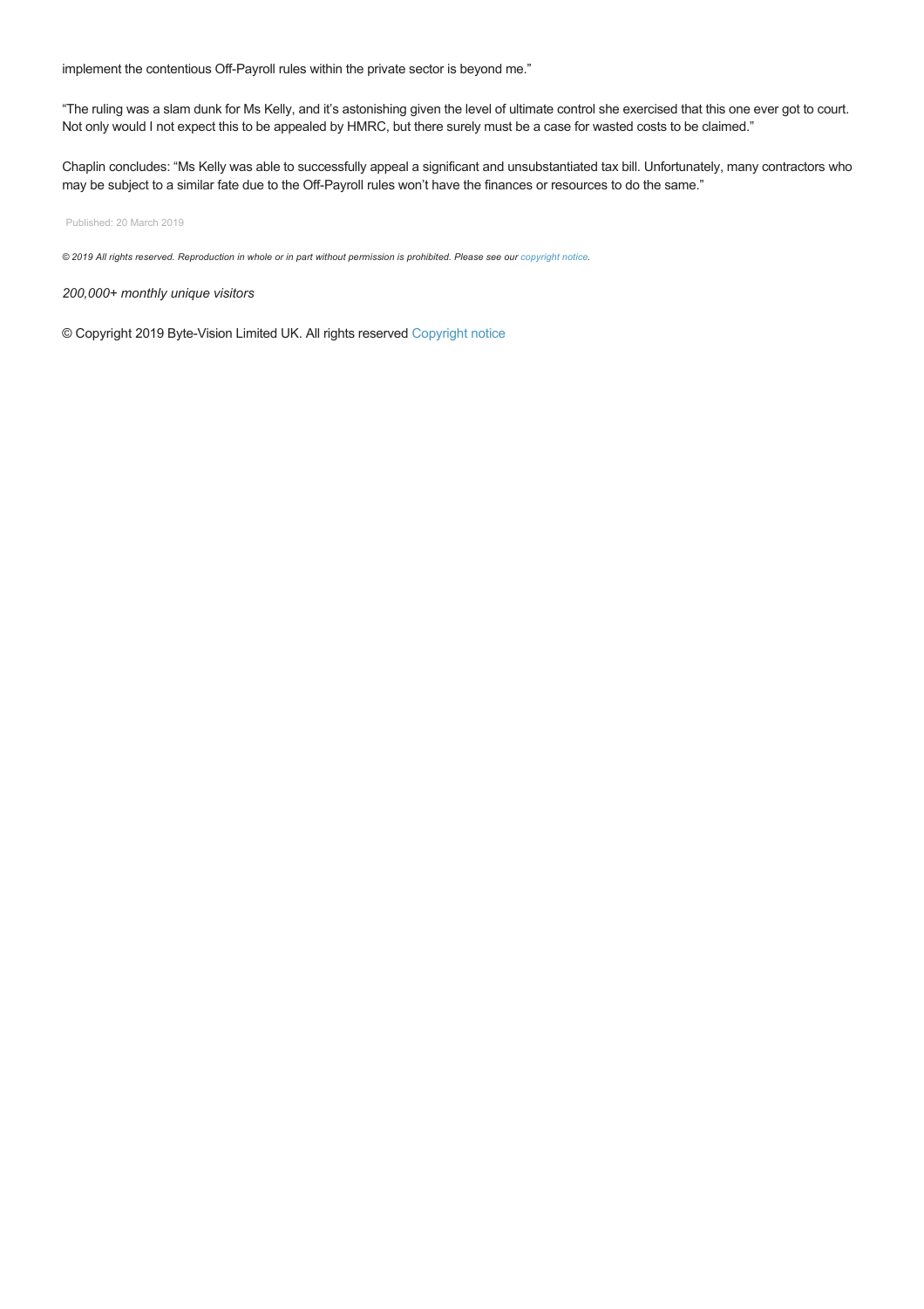implement the contentious Off-Payroll rules within the private sector is beyond me."

"The ruling was a slam dunk for Ms Kelly, and it's astonishing given the level of ultimate control she exercised that this one ever got to court. Not only would I not expect this to be appealed by HMRC, but there surely must be a case for wasted costs to be claimed."

Chaplin concludes: "Ms Kelly was able to successfully appeal a significant and unsubstantiated tax bill. Unfortunately, many contractors who may be subject to a similar fate due to the Off-Payroll rules won't have the finances or resources to do the same."

Published: 20 March 2019

*© 2019 All rights reserved. Reproduction in whole or in part without permission is prohibited. Please see our copyright notice.*

*200,000+ monthly unique visitors*

© Copyright 2019 Byte-Vision Limited UK. All rights reserved Copyright notice